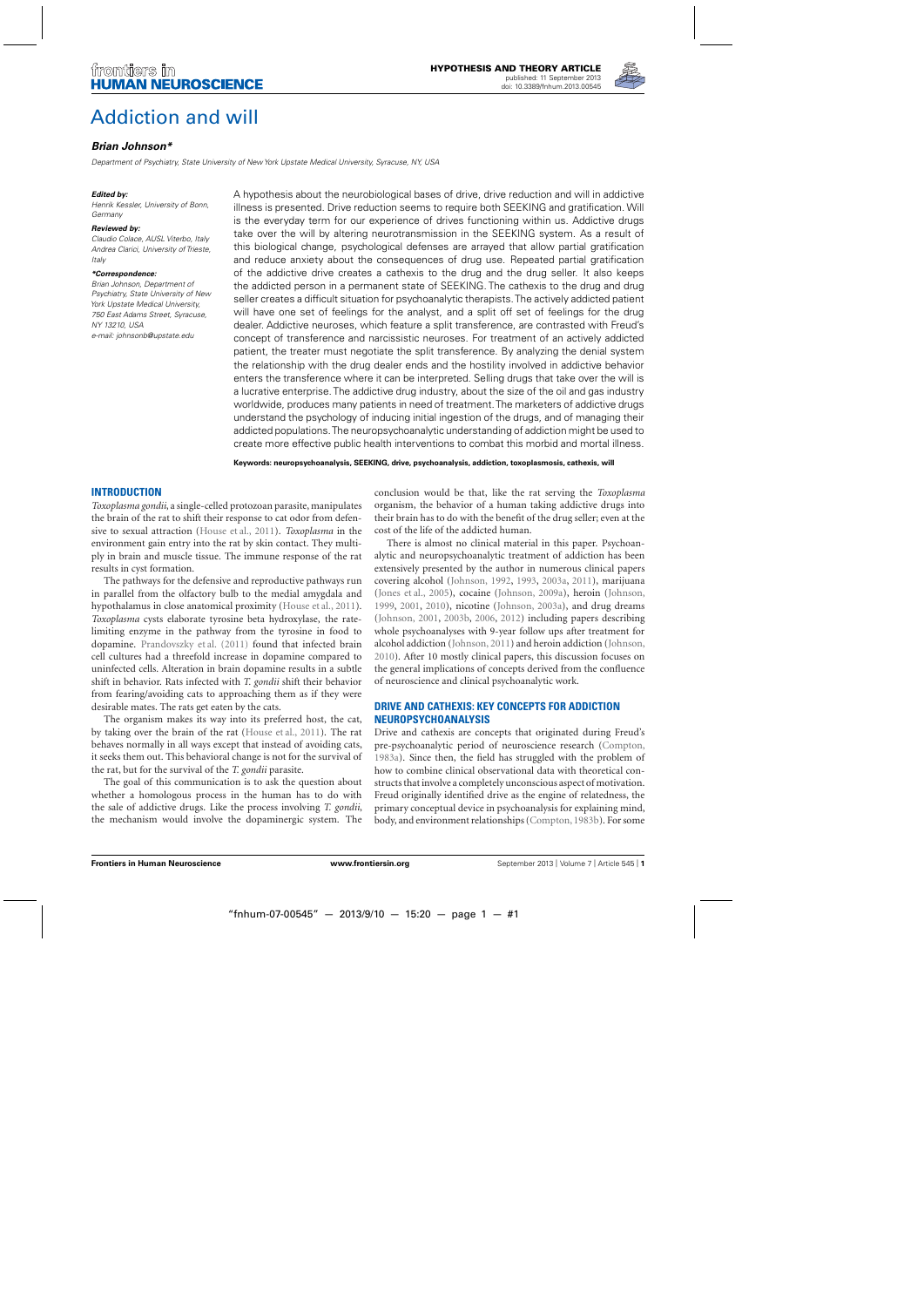# Addiction and will

***Brian Johnson\****

*Department of Psychiatry, State University of New York Upstate Medical University, Syracuse, NY, USA*

***Edited by:***
*Henrik Kessler, University of Bonn, Germany*

***Reviewed by:***
*Claudio Colace, AUSL Viterbo, Italy*
*Andrea Clarici, University of Trieste, Italy*

***\*Correspondence:***
*Brian Johnson, Department of Psychiatry, State University of New York Upstate Medical University, 750 East Adams Street, Syracuse, NY 13210, USA*
*e-mail: johnsonb@upstate.edu*

A hypothesis about the neurobiological bases of drive, drive reduction and will in addictive illness is presented. Drive reduction seems to require both SEEKING and gratification. Will is the everyday term for our experience of drives functioning within us. Addictive drugs take over the will by altering neurotransmission in the SEEKING system. As a result of this biological change, psychological defenses are arrayed that allow partial gratification and reduce anxiety about the consequences of drug use. Repeated partial gratification of the addictive drive creates a cathexis to the drug and the drug seller. It also keeps the addicted person in a permanent state of SEEKING. The cathexis to the drug and drug seller creates a difficult situation for psychoanalytic therapists. The actively addicted patient will have one set of feelings for the analyst, and a split off set of feelings for the drug dealer. Addictive neuroses, which feature a split transference, are contrasted with Freud's concept of transference and narcissistic neuroses. For treatment of an actively addicted patient, the treater must negotiate the split transference. By analyzing the denial system the relationship with the drug dealer ends and the hostility involved in addictive behavior enters the transference where it can be interpreted. Selling drugs that take over the will is a lucrative enterprise. The addictive drug industry, about the size of the oil and gas industry worldwide, produces many patients in need of treatment. The marketers of addictive drugs understand the psychology of inducing initial ingestion of the drugs, and of managing their addicted populations. The neuropsychoanalytic understanding of addiction might be used to create more effective public health interventions to combat this morbid and mortal illness.

**Keywords: neuropsychoanalysis, SEEKING, drive, psychoanalysis, addiction, toxoplasmosis, cathexis, will**

## INTRODUCTION

*Toxoplasma gondii*, a single-celled protozoan parasite, manipulates the brain of the rat to shift their response to cat odor from defensive to sexual attraction (House et al., 2011). *Toxoplasma* in the environment gain entry into the rat by skin contact. They multiply in brain and muscle tissue. The immune response of the rat results in cyst formation.

The pathways for the defensive and reproductive pathways run in parallel from the olfactory bulb to the medial amygdala and hypothalamus in close anatomical proximity (House et al., 2011). *Toxoplasma* cysts elaborate tyrosine beta hydroxylase, the rate-limiting enzyme in the pathway from the tyrosine in food to dopamine. Prandovszky et al. (2011) found that infected brain cell cultures had a threefold increase in dopamine compared to uninfected cells. Alteration in brain dopamine results in a subtle shift in behavior. Rats infected with *T. gondii* shift their behavior from fearing/avoiding cats to approaching them as if they were desirable mates. The rats get eaten by the cats.

The organism makes its way into its preferred host, the cat, by taking over the brain of the rat (House et al., 2011). The rat behaves normally in all ways except that instead of avoiding cats, it seeks them out. This behavioral change is not for the survival of the rat, but for the survival of the *T. gondii* parasite.

The goal of this communication is to ask the question about whether a homologous process in the human has to do with the sale of addictive drugs. Like the process involving *T. gondii*, the mechanism would involve the dopaminergic system. The conclusion would be that, like the rat serving the *Toxoplasma* organism, the behavior of a human taking addictive drugs into their brain has to do with the benefit of the drug seller; even at the cost of the life of the addicted human.

There is almost no clinical material in this paper. Psychoanalytic and neuropsychoanalytic treatment of addiction has been extensively presented by the author in numerous clinical papers covering alcohol (Johnson, 1992, 1993, 2003a, 2011), marijuana (Jones et al., 2005), cocaine (Johnson, 2009a), heroin (Johnson, 1999, 2001, 2010), nicotine (Johnson, 2003a), and drug dreams (Johnson, 2001, 2003b, 2006, 2012) including papers describing whole psychoanalyses with 9-year follow ups after treatment for alcohol addiction (Johnson, 2011) and heroin addiction (Johnson, 2010). After 10 mostly clinical papers, this discussion focuses on the general implications of concepts derived from the confluence of neuroscience and clinical psychoanalytic work.

## DRIVE AND CATHEXIS: KEY CONCEPTS FOR ADDICTION NEUROPSYCHOANALYSIS

Drive and cathexis are concepts that originated during Freud's pre-psychoanalytic period of neuroscience research (Compton, 1983a). Since then, the field has struggled with the problem of how to combine clinical observational data with theoretical constructs that involve a completely unconscious aspect of motivation. Freud originally identified drive as the engine of relatedness, the primary conceptual device in psychoanalysis for explaining mind, body, and environment relationships (Compton, 1983b). For some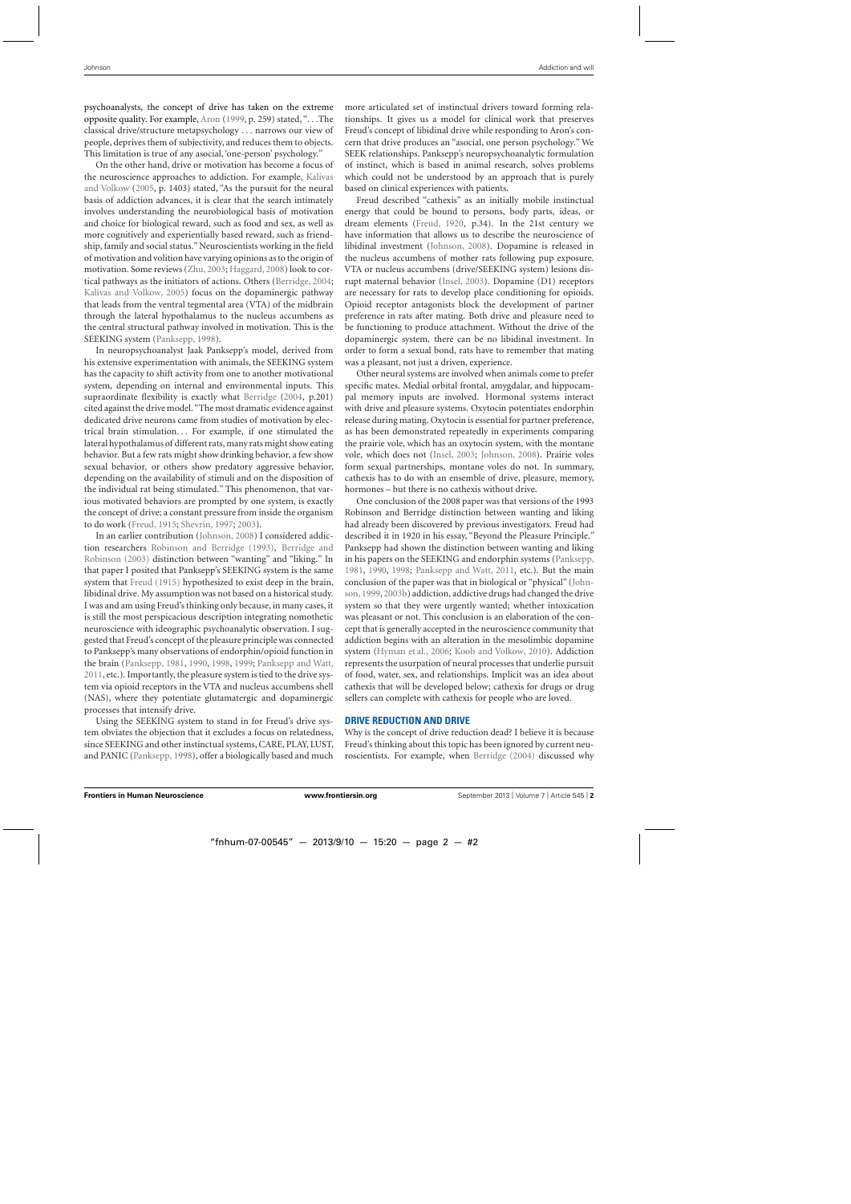psychoanalysts, the concept of drive has taken on the extreme opposite quality. For example, Aron (1999, p. 259) stated, "...The classical drive/structure metapsychology ... narrows our view of people, deprives them of subjectivity, and reduces them to objects. This limitation is true of any asocial, 'one-person' psychology."

On the other hand, drive or motivation has become a focus of the neuroscience approaches to addiction. For example, Kalivas and Volkow (2005, p. 1403) stated, "As the pursuit for the neural basis of addiction advances, it is clear that the search intimately involves understanding the neurobiological basis of motivation and choice for biological reward, such as food and sex, as well as more cognitively and experientially based reward, such as friendship, family and social status." Neuroscientists working in the field of motivation and volition have varying opinions as to the origin of motivation. Some reviews (Zhu, 2003; Haggard, 2008) look to cortical pathways as the initiators of actions. Others (Berridge, 2004; Kalivas and Volkow, 2005) focus on the dopaminergic pathway that leads from the ventral tegmental area (VTA) of the midbrain through the lateral hypothalamus to the nucleus accumbens as the central structural pathway involved in motivation. This is the SEEKING system (Panksepp, 1998).

In neuropsychoanalyst Jaak Panksepp's model, derived from his extensive experimentation with animals, the SEEKING system has the capacity to shift activity from one to another motivational system, depending on internal and environmental inputs. This supraordinate flexibility is exactly what Berridge (2004, p.201) cited against the drive model. "The most dramatic evidence against dedicated drive neurons came from studies of motivation by electrical brain stimulation... For example, if one stimulated the lateral hypothalamus of different rats, many rats might show eating behavior. But a few rats might show drinking behavior, a few show sexual behavior, or others show predatory aggressive behavior, depending on the availability of stimuli and on the disposition of the individual rat being stimulated." This phenomenon, that various motivated behaviors are prompted by one system, is exactly the concept of drive; a constant pressure from inside the organism to do work (Freud, 1915; Shevrin, 1997; 2003).

In an earlier contribution (Johnson, 2008) I considered addiction researchers Robinson and Berridge (1993), Berridge and Robinson (2003) distinction between "wanting" and "liking." In that paper I posited that Panksepp's SEEKING system is the same system that Freud (1915) hypothesized to exist deep in the brain, libidinal drive. My assumption was not based on a historical study. I was and am using Freud's thinking only because, in many cases, it is still the most perspicacious description integrating nomothetic neuroscience with ideographic psychoanalytic observation. I suggested that Freud's concept of the pleasure principle was connected to Panksepp's many observations of endorphin/opioid function in the brain (Panksepp, 1981, 1990, 1998, 1999; Panksepp and Watt, 2011, etc.). Importantly, the pleasure system is tied to the drive system via opioid receptors in the VTA and nucleus accumbens shell (NAS), where they potentiate glutamatergic and dopaminergic processes that intensify drive.

Using the SEEKING system to stand in for Freud's drive system obviates the objection that it excludes a focus on relatedness, since SEEKING and other instinctual systems, CARE, PLAY, LUST, and PANIC (Panksepp, 1998), offer a biologically based and much more articulated set of instinctual drivers toward forming relationships. It gives us a model for clinical work that preserves Freud's concept of libidinal drive while responding to Aron's concern that drive produces an "asocial, one person psychology." We SEEK relationships. Panksepp's neuropsychoanalytic formulation of instinct, which is based in animal research, solves problems which could not be understood by an approach that is purely based on clinical experiences with patients.

Freud described "cathexis" as an initially mobile instinctual energy that could be bound to persons, body parts, ideas, or dream elements (Freud, 1920, p.34). In the 21st century we have information that allows us to describe the neuroscience of libidinal investment (Johnson, 2008). Dopamine is released in the nucleus accumbens of mother rats following pup exposure. VTA or nucleus accumbens (drive/SEEKING system) lesions disrupt maternal behavior (Insel, 2003). Dopamine (D1) receptors are necessary for rats to develop place conditioning for opioids. Opioid receptor antagonists block the development of partner preference in rats after mating. Both drive and pleasure need to be functioning to produce attachment. Without the drive of the dopaminergic system, there can be no libidinal investment. In order to form a sexual bond, rats have to remember that mating was a pleasant, not just a driven, experience.

Other neural systems are involved when animals come to prefer specific mates. Medial orbital frontal, amygdalar, and hippocampal memory inputs are involved. Hormonal systems interact with drive and pleasure systems. Oxytocin potentiates endorphin release during mating. Oxytocin is essential for partner preference, as has been demonstrated repeatedly in experiments comparing the prairie vole, which has an oxytocin system, with the montane vole, which does not (Insel, 2003; Johnson, 2008). Prairie voles form sexual partnerships, montane voles do not. In summary, cathexis has to do with an ensemble of drive, pleasure, memory, hormones – but there is no cathexis without drive.

One conclusion of the 2008 paper was that versions of the 1993 Robinson and Berridge distinction between wanting and liking had already been discovered by previous investigators. Freud had described it in 1920 in his essay, "Beyond the Pleasure Principle." Panksepp had shown the distinction between wanting and liking in his papers on the SEEKING and endorphin systems (Panksepp, 1981, 1990, 1998; Panksepp and Watt, 2011, etc.). But the main conclusion of the paper was that in biological or "physical" (Johnson, 1999, 2003b) addiction, addictive drugs had changed the drive system so that they were urgently wanted; whether intoxication was pleasant or not. This conclusion is an elaboration of the concept that is generally accepted in the neuroscience community that addiction begins with an alteration in the mesolimbic dopamine system (Hyman et al., 2006; Koob and Volkow, 2010). Addiction represents the usurpation of neural processes that underlie pursuit of food, water, sex, and relationships. Implicit was an idea about cathexis that will be developed below; cathexis for drugs or drug sellers can complete with cathexis for people who are loved.

## DRIVE REDUCTION AND DRIVE

Why is the concept of drive reduction dead? I believe it is because Freud's thinking about this topic has been ignored by current neuroscientists. For example, when Berridge (2004) discussed why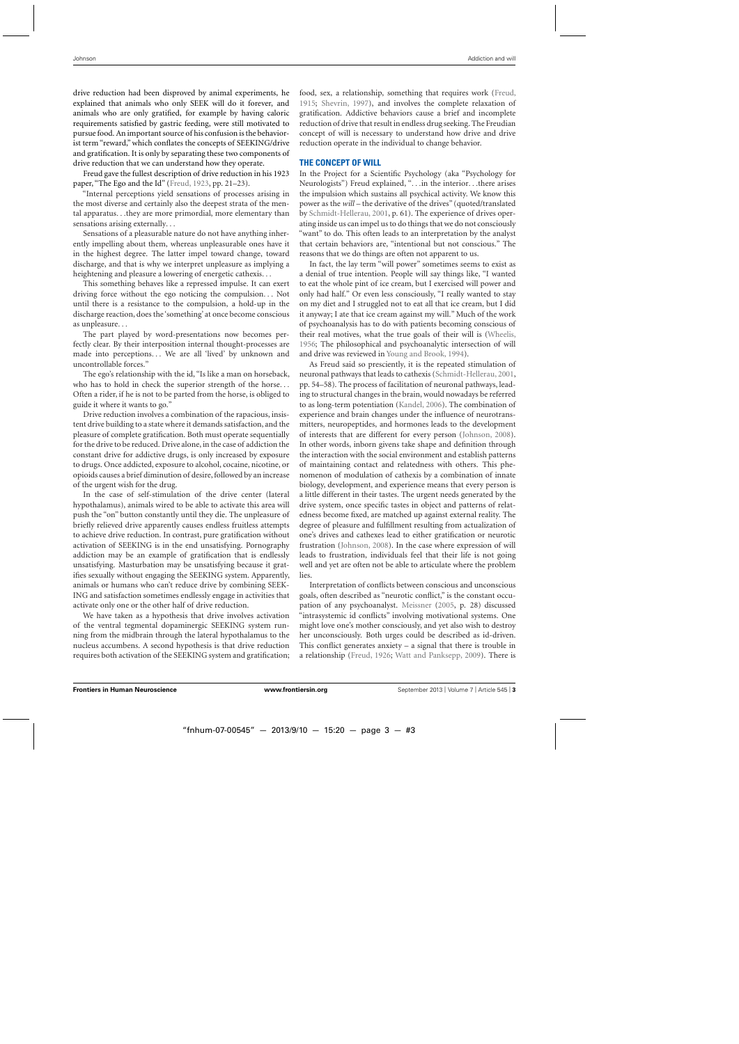drive reduction had been disproved by animal experiments, he explained that animals who only SEEK will do it forever, and animals who are only gratified, for example by having caloric requirements satisfied by gastric feeding, were still motivated to pursue food. An important source of his confusion is the behaviorist term "reward," which conflates the concepts of SEEKING/drive and gratification. It is only by separating these two components of drive reduction that we can understand how they operate.

Freud gave the fullest description of drive reduction in his 1923 paper, "The Ego and the Id" (Freud, 1923, pp. 21–23).

"Internal perceptions yield sensations of processes arising in the most diverse and certainly also the deepest strata of the mental apparatus. . .they are more primordial, more elementary than sensations arising externally. . .

Sensations of a pleasurable nature do not have anything inherently impelling about them, whereas unpleasurable ones have it in the highest degree. The latter impel toward change, toward discharge, and that is why we interpret unpleasure as implying a heightening and pleasure a lowering of energetic cathexis. . .

This something behaves like a repressed impulse. It can exert driving force without the ego noticing the compulsion. . . Not until there is a resistance to the compulsion, a hold-up in the discharge reaction, does the 'something' at once become conscious as unpleasure. . .

The part played by word-presentations now becomes perfectly clear. By their interposition internal thought-processes are made into perceptions. . . We are all 'lived' by unknown and uncontrollable forces."

The ego's relationship with the id, "Is like a man on horseback, who has to hold in check the superior strength of the horse. . . Often a rider, if he is not to be parted from the horse, is obliged to guide it where it wants to go."

Drive reduction involves a combination of the rapacious, insistent drive building to a state where it demands satisfaction, and the pleasure of complete gratification. Both must operate sequentially for the drive to be reduced. Drive alone, in the case of addiction the constant drive for addictive drugs, is only increased by exposure to drugs. Once addicted, exposure to alcohol, cocaine, nicotine, or opioids causes a brief diminution of desire, followed by an increase of the urgent wish for the drug.

In the case of self-stimulation of the drive center (lateral hypothalamus), animals wired to be able to activate this area will push the "on" button constantly until they die. The unpleasure of briefly relieved drive apparently causes endless fruitless attempts to achieve drive reduction. In contrast, pure gratification without activation of SEEKING is in the end unsatisfying. Pornography addiction may be an example of gratification that is endlessly unsatisfying. Masturbation may be unsatisfying because it gratifies sexually without engaging the SEEKING system. Apparently, animals or humans who can't reduce drive by combining SEEKING and satisfaction sometimes endlessly engage in activities that activate only one or the other half of drive reduction.

We have taken as a hypothesis that drive involves activation of the ventral tegmental dopaminergic SEEKING system running from the midbrain through the lateral hypothalamus to the nucleus accumbens. A second hypothesis is that drive reduction requires both activation of the SEEKING system and gratification; food, sex, a relationship, something that requires work (Freud, 1915; Shevrin, 1997), and involves the complete relaxation of gratification. Addictive behaviors cause a brief and incomplete reduction of drive that result in endless drug seeking. The Freudian concept of will is necessary to understand how drive and drive reduction operate in the individual to change behavior.

## THE CONCEPT OF WILL

In the Project for a Scientific Psychology (aka "Psychology for Neurologists") Freud explained, ". . .in the interior. . .there arises the impulsion which sustains all psychical activity. We know this power as the *will* – the derivative of the drives" (quoted/translated by Schmidt-Hellerau, 2001, p. 61). The experience of drives operating inside us can impel us to do things that we do not consciously "want" to do. This often leads to an interpretation by the analyst that certain behaviors are, "intentional but not conscious." The reasons that we do things are often not apparent to us.

In fact, the lay term "will power" sometimes seems to exist as a denial of true intention. People will say things like, "I wanted to eat the whole pint of ice cream, but I exercised will power and only had half." Or even less consciously, "I really wanted to stay on my diet and I struggled not to eat all that ice cream, but I did it anyway; I ate that ice cream against my will." Much of the work of psychoanalysis has to do with patients becoming conscious of their real motives, what the true goals of their will is (Wheelis, 1956; The philosophical and psychoanalytic intersection of will and drive was reviewed in Young and Brook, 1994).

As Freud said so presciently, it is the repeated stimulation of neuronal pathways that leads to cathexis (Schmidt-Hellerau, 2001, pp. 54–58). The process of facilitation of neuronal pathways, leading to structural changes in the brain, would nowadays be referred to as long-term potentiation (Kandel, 2006). The combination of experience and brain changes under the influence of neurotransmitters, neuropeptides, and hormones leads to the development of interests that are different for every person (Johnson, 2008). In other words, inborn givens take shape and definition through the interaction with the social environment and establish patterns of maintaining contact and relatedness with others. This phenomenon of modulation of cathexis by a combination of innate biology, development, and experience means that every person is a little different in their tastes. The urgent needs generated by the drive system, once specific tastes in object and patterns of relatedness become fixed, are matched up against external reality. The degree of pleasure and fulfillment resulting from actualization of one's drives and cathexes lead to either gratification or neurotic frustration (Johnson, 2008). In the case where expression of will leads to frustration, individuals feel that their life is not going well and yet are often not be able to articulate where the problem lies.

Interpretation of conflicts between conscious and unconscious goals, often described as "neurotic conflict," is the constant occupation of any psychoanalyst. Meissner (2005, p. 28) discussed "intrasystemic id conflicts" involving motivational systems. One might love one's mother consciously, and yet also wish to destroy her unconsciously. Both urges could be described as id-driven. This conflict generates anxiety – a signal that there is trouble in a relationship (Freud, 1926; Watt and Panksepp, 2009). There is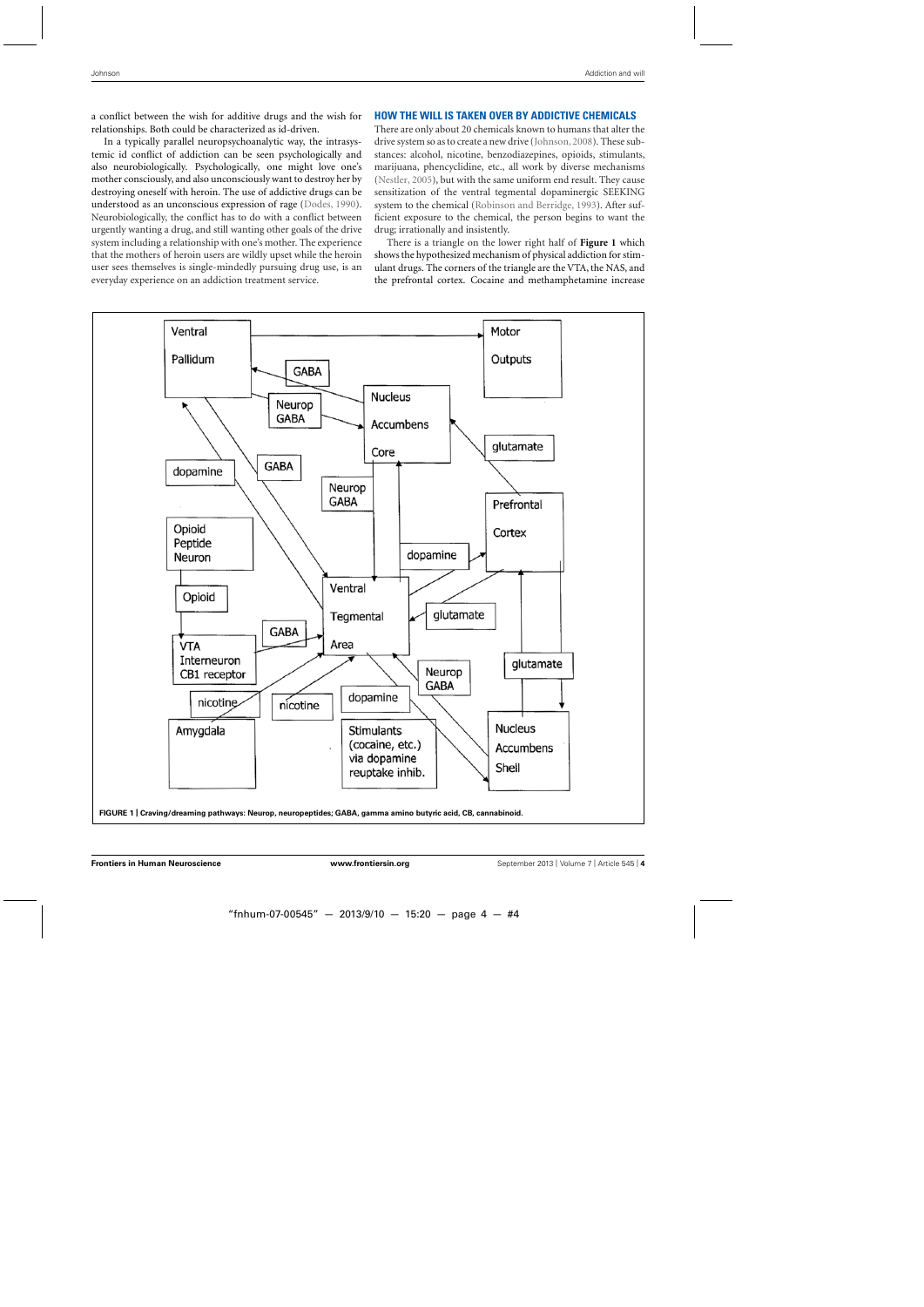a conflict between the wish for additive drugs and the wish for relationships. Both could be characterized as id-driven.

In a typically parallel neuropsychoanalytic way, the intrasystemic id conflict of addiction can be seen psychologically and also neurobiologically. Psychologically, one might love one's mother consciously, and also unconsciously want to destroy her by destroying oneself with heroin. The use of addictive drugs can be understood as an unconscious expression of rage (Dodes, 1990). Neurobiologically, the conflict has to do with a conflict between urgently wanting a drug, and still wanting other goals of the drive system including a relationship with one's mother. The experience that the mothers of heroin users are wildly upset while the heroin user sees themselves is single-mindedly pursuing drug use, is an everyday experience on an addiction treatment service.

## HOW THE WILL IS TAKEN OVER BY ADDICTIVE CHEMICALS

There are only about 20 chemicals known to humans that alter the drive system so as to create a new drive (Johnson, 2008). These substances: alcohol, nicotine, benzodiazepines, opioids, stimulants, marijuana, phencyclidine, etc., all work by diverse mechanisms (Nestler, 2005), but with the same uniform end result. They cause sensitization of the ventral tegmental dopaminergic SEEKING system to the chemical (Robinson and Berridge, 1993). After sufficient exposure to the chemical, the person begins to want the drug; irrationally and insistently.

There is a triangle on the lower right half of **Figure 1** which shows the hypothesized mechanism of physical addiction for stimulant drugs. The corners of the triangle are the VTA, the NAS, and the prefrontal cortex. Cocaine and methamphetamine increase

**FIGURE 1 | Craving/dreaming pathways: Neurop, neuropeptides; GABA, gamma amino butyric acid, CB, cannabinoid.**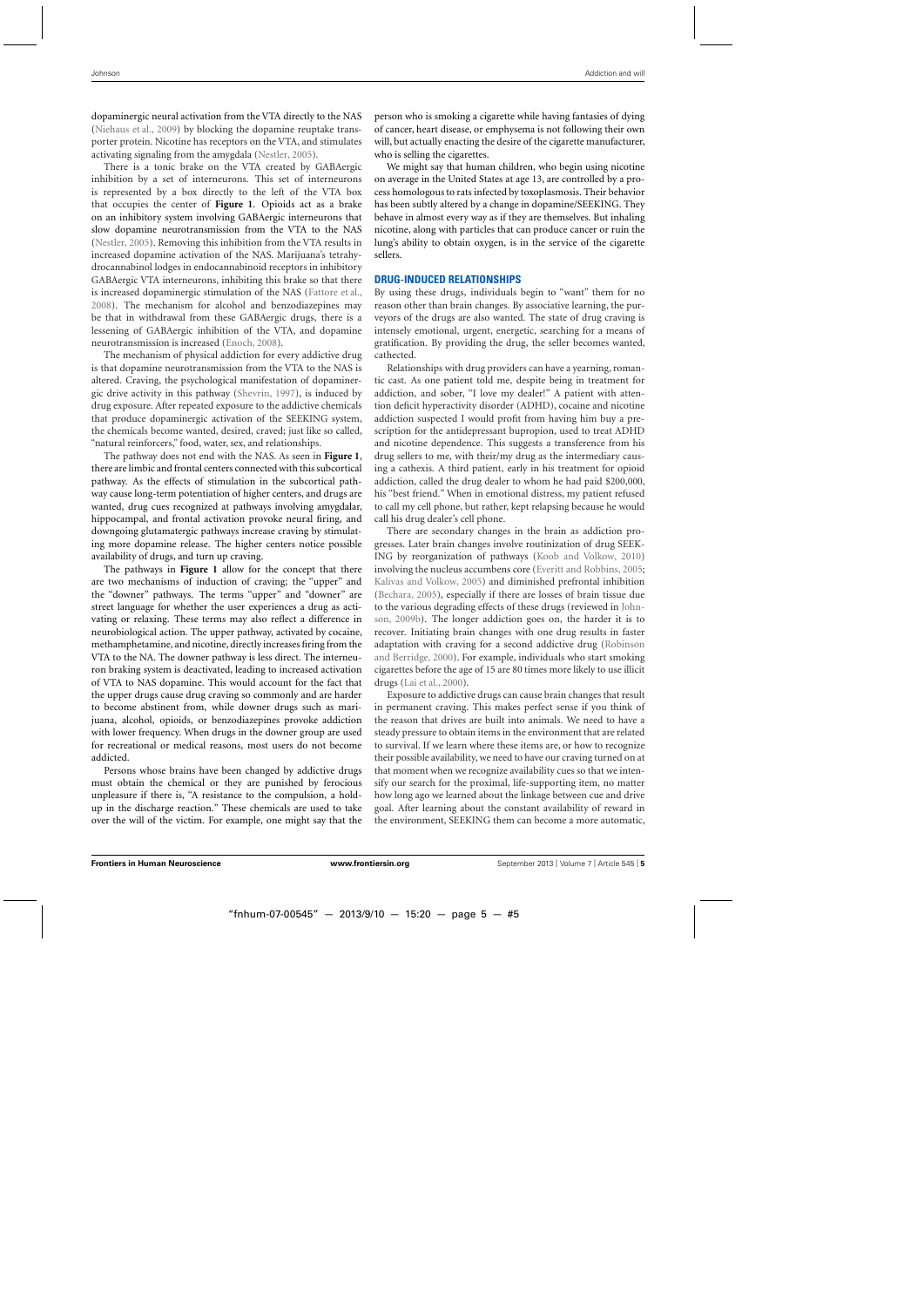dopaminergic neural activation from the VTA directly to the NAS (Niehaus et al., 2009) by blocking the dopamine reuptake transporter protein. Nicotine has receptors on the VTA, and stimulates activating signaling from the amygdala (Nestler, 2005).

There is a tonic brake on the VTA created by GABAergic inhibition by a set of interneurons. This set of interneurons is represented by a box directly to the left of the VTA box that occupies the center of **Figure 1**. Opioids act as a brake on an inhibitory system involving GABAergic interneurons that slow dopamine neurotransmission from the VTA to the NAS (Nestler, 2005). Removing this inhibition from the VTA results in increased dopamine activation of the NAS. Marijuana's tetrahydrocannabinol lodges in endocannabinoid receptors in inhibitory GABAergic VTA interneurons, inhibiting this brake so that there is increased dopaminergic stimulation of the NAS (Fattore et al., 2008). The mechanism for alcohol and benzodiazepines may be that in withdrawal from these GABAergic drugs, there is a lessening of GABAergic inhibition of the VTA, and dopamine neurotransmission is increased (Enoch, 2008).

The mechanism of physical addiction for every addictive drug is that dopamine neurotransmission from the VTA to the NAS is altered. Craving, the psychological manifestation of dopaminergic drive activity in this pathway (Shevrin, 1997), is induced by drug exposure. After repeated exposure to the addictive chemicals that produce dopaminergic activation of the SEEKING system, the chemicals become wanted, desired, craved; just like so called, "natural reinforcers," food, water, sex, and relationships.

The pathway does not end with the NAS. As seen in **Figure 1**, there are limbic and frontal centers connected with this subcortical pathway. As the effects of stimulation in the subcortical pathway cause long-term potentiation of higher centers, and drugs are wanted, drug cues recognized at pathways involving amygdalar, hippocampal, and frontal activation provoke neural firing, and downgoing glutamatergic pathways increase craving by stimulating more dopamine release. The higher centers notice possible availability of drugs, and turn up craving.

The pathways in **Figure 1** allow for the concept that there are two mechanisms of induction of craving; the "upper" and the "downer" pathways. The terms "upper" and "downer" are street language for whether the user experiences a drug as activating or relaxing. These terms may also reflect a difference in neurobiological action. The upper pathway, activated by cocaine, methamphetamine, and nicotine, directly increases firing from the VTA to the NA. The downer pathway is less direct. The interneuron braking system is deactivated, leading to increased activation of VTA to NAS dopamine. This would account for the fact that the upper drugs cause drug craving so commonly and are harder to become abstinent from, while downer drugs such as marijuana, alcohol, opioids, or benzodiazepines provoke addiction with lower frequency. When drugs in the downer group are used for recreational or medical reasons, most users do not become addicted.

Persons whose brains have been changed by addictive drugs must obtain the chemical or they are punished by ferocious unpleasure if there is, "A resistance to the compulsion, a holdup in the discharge reaction." These chemicals are used to take over the will of the victim. For example, one might say that the person who is smoking a cigarette while having fantasies of dying of cancer, heart disease, or emphysema is not following their own will, but actually enacting the desire of the cigarette manufacturer, who is selling the cigarettes.

We might say that human children, who begin using nicotine on average in the United States at age 13, are controlled by a process homologous to rats infected by toxoplasmosis. Their behavior has been subtly altered by a change in dopamine/SEEKING. They behave in almost every way as if they are themselves. But inhaling nicotine, along with particles that can produce cancer or ruin the lung's ability to obtain oxygen, is in the service of the cigarette sellers.

## DRUG-INDUCED RELATIONSHIPS

By using these drugs, individuals begin to "want" them for no reason other than brain changes. By associative learning, the purveyors of the drugs are also wanted. The state of drug craving is intensely emotional, urgent, energetic, searching for a means of gratification. By providing the drug, the seller becomes wanted, cathected.

Relationships with drug providers can have a yearning, romantic cast. As one patient told me, despite being in treatment for addiction, and sober, "I love my dealer!" A patient with attention deficit hyperactivity disorder (ADHD), cocaine and nicotine addiction suspected I would profit from having him buy a prescription for the antidepressant bupropion, used to treat ADHD and nicotine dependence. This suggests a transference from his drug sellers to me, with their/my drug as the intermediary causing a cathexis. A third patient, early in his treatment for opioid addiction, called the drug dealer to whom he had paid \$200,000, his "best friend." When in emotional distress, my patient refused to call my cell phone, but rather, kept relapsing because he would call his drug dealer's cell phone.

There are secondary changes in the brain as addiction progresses. Later brain changes involve routinization of drug SEEKING by reorganization of pathways (Koob and Volkow, 2010) involving the nucleus accumbens core (Everitt and Robbins, 2005; Kalivas and Volkow, 2005) and diminished prefrontal inhibition (Bechara, 2005), especially if there are losses of brain tissue due to the various degrading effects of these drugs (reviewed in Johnson, 2009b). The longer addiction goes on, the harder it is to recover. Initiating brain changes with one drug results in faster adaptation with craving for a second addictive drug (Robinson and Berridge, 2000). For example, individuals who start smoking cigarettes before the age of 15 are 80 times more likely to use illicit drugs (Lai et al., 2000).

Exposure to addictive drugs can cause brain changes that result in permanent craving. This makes perfect sense if you think of the reason that drives are built into animals. We need to have a steady pressure to obtain items in the environment that are related to survival. If we learn where these items are, or how to recognize their possible availability, we need to have our craving turned on at that moment when we recognize availability cues so that we intensify our search for the proximal, life-supporting item, no matter how long ago we learned about the linkage between cue and drive goal. After learning about the constant availability of reward in the environment, SEEKING them can become a more automatic,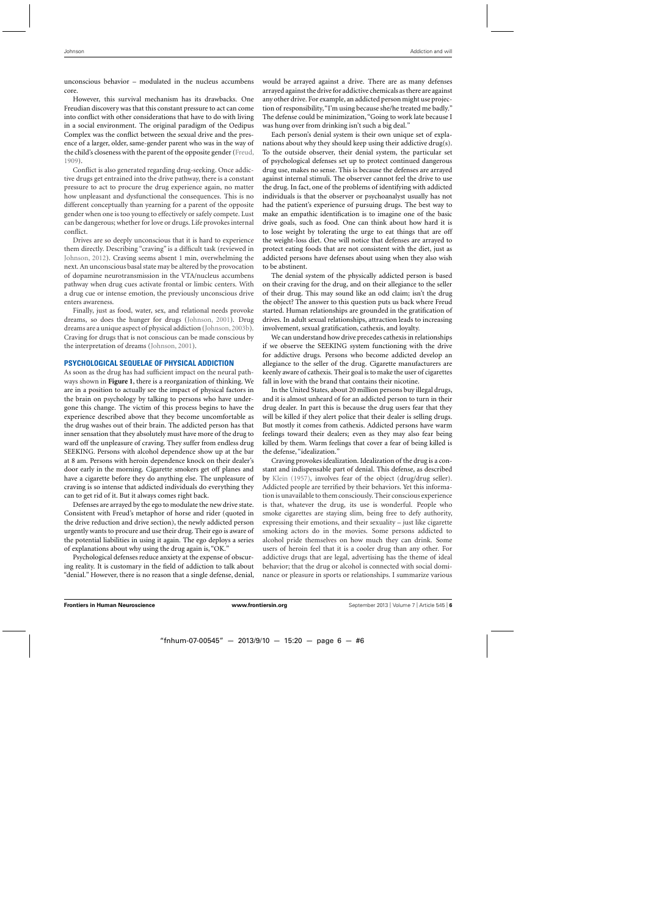unconscious behavior – modulated in the nucleus accumbens core.

However, this survival mechanism has its drawbacks. One Freudian discovery was that this constant pressure to act can come into conflict with other considerations that have to do with living in a social environment. The original paradigm of the Oedipus Complex was the conflict between the sexual drive and the presence of a larger, older, same-gender parent who was in the way of the child's closeness with the parent of the opposite gender (Freud, 1909).

Conflict is also generated regarding drug-seeking. Once addictive drugs get entrained into the drive pathway, there is a constant pressure to act to procure the drug experience again, no matter how unpleasant and dysfunctional the consequences. This is no different conceptually than yearning for a parent of the opposite gender when one is too young to effectively or safely compete. Lust can be dangerous; whether for love or drugs. Life provokes internal conflict.

Drives are so deeply unconscious that it is hard to experience them directly. Describing "craving" is a difficult task (reviewed in Johnson, 2012). Craving seems absent 1 min, overwhelming the next. An unconscious basal state may be altered by the provocation of dopamine neurotransmission in the VTA/nucleus accumbens pathway when drug cues activate frontal or limbic centers. With a drug cue or intense emotion, the previously unconscious drive enters awareness.

Finally, just as food, water, sex, and relational needs provoke dreams, so does the hunger for drugs (Johnson, 2001). Drug dreams are a unique aspect of physical addiction (Johnson, 2003b). Craving for drugs that is not conscious can be made conscious by the interpretation of dreams (Johnson, 2001).

## PSYCHOLOGICAL SEQUELAE OF PHYSICAL ADDICTION

As soon as the drug has had sufficient impact on the neural pathways shown in **Figure 1**, there is a reorganization of thinking. We are in a position to actually see the impact of physical factors in the brain on psychology by talking to persons who have undergone this change. The victim of this process begins to have the experience described above that they become uncomfortable as the drug washes out of their brain. The addicted person has that inner sensation that they absolutely must have more of the drug to ward off the unpleasure of craving. They suffer from endless drug SEEKING. Persons with alcohol dependence show up at the bar at 8 am. Persons with heroin dependence knock on their dealer's door early in the morning. Cigarette smokers get off planes and have a cigarette before they do anything else. The unpleasure of craving is so intense that addicted individuals do everything they can to get rid of it. But it always comes right back.

Defenses are arrayed by the ego to modulate the new drive state. Consistent with Freud's metaphor of horse and rider (quoted in the drive reduction and drive section), the newly addicted person urgently wants to procure and use their drug. Their ego is aware of the potential liabilities in using it again. The ego deploys a series of explanations about why using the drug again is, "OK."

Psychological defenses reduce anxiety at the expense of obscuring reality. It is customary in the field of addiction to talk about "denial." However, there is no reason that a single defense, denial, would be arrayed against a drive. There are as many defenses arrayed against the drive for addictive chemicals as there are against any other drive. For example, an addicted person might use projection of responsibility, "I'm using because she/he treated me badly." The defense could be minimization, "Going to work late because I was hung over from drinking isn't such a big deal."

Each person's denial system is their own unique set of explanations about why they should keep using their addictive drug(s). To the outside observer, their denial system, the particular set of psychological defenses set up to protect continued dangerous drug use, makes no sense. This is because the defenses are arrayed against internal stimuli. The observer cannot feel the drive to use the drug. In fact, one of the problems of identifying with addicted individuals is that the observer or psychoanalyst usually has not had the patient's experience of pursuing drugs. The best way to make an empathic identification is to imagine one of the basic drive goals, such as food. One can think about how hard it is to lose weight by tolerating the urge to eat things that are off the weight-loss diet. One will notice that defenses are arrayed to protect eating foods that are not consistent with the diet, just as addicted persons have defenses about using when they also wish to be abstinent.

The denial system of the physically addicted person is based on their craving for the drug, and on their allegiance to the seller of their drug. This may sound like an odd claim; isn't the drug the object? The answer to this question puts us back where Freud started. Human relationships are grounded in the gratification of drives. In adult sexual relationships, attraction leads to increasing involvement, sexual gratification, cathexis, and loyalty.

We can understand how drive precedes cathexis in relationships if we observe the SEEKING system functioning with the drive for addictive drugs. Persons who become addicted develop an allegiance to the seller of the drug. Cigarette manufacturers are keenly aware of cathexis. Their goal is to make the user of cigarettes fall in love with the brand that contains their nicotine.

In the United States, about 20 million persons buy illegal drugs, and it is almost unheard of for an addicted person to turn in their drug dealer. In part this is because the drug users fear that they will be killed if they alert police that their dealer is selling drugs. But mostly it comes from cathexis. Addicted persons have warm feelings toward their dealers; even as they may also fear being killed by them. Warm feelings that cover a fear of being killed is the defense, "idealization."

Craving provokes idealization. Idealization of the drug is a constant and indispensable part of denial. This defense, as described by Klein (1957), involves fear of the object (drug/drug seller). Addicted people are terrified by their behaviors. Yet this information is unavailable to them consciously. Their conscious experience is that, whatever the drug, its use is wonderful. People who smoke cigarettes are staying slim, being free to defy authority, expressing their emotions, and their sexuality – just like cigarette smoking actors do in the movies. Some persons addicted to alcohol pride themselves on how much they can drink. Some users of heroin feel that it is a cooler drug than any other. For addictive drugs that are legal, advertising has the theme of ideal behavior; that the drug or alcohol is connected with social dominance or pleasure in sports or relationships. I summarize various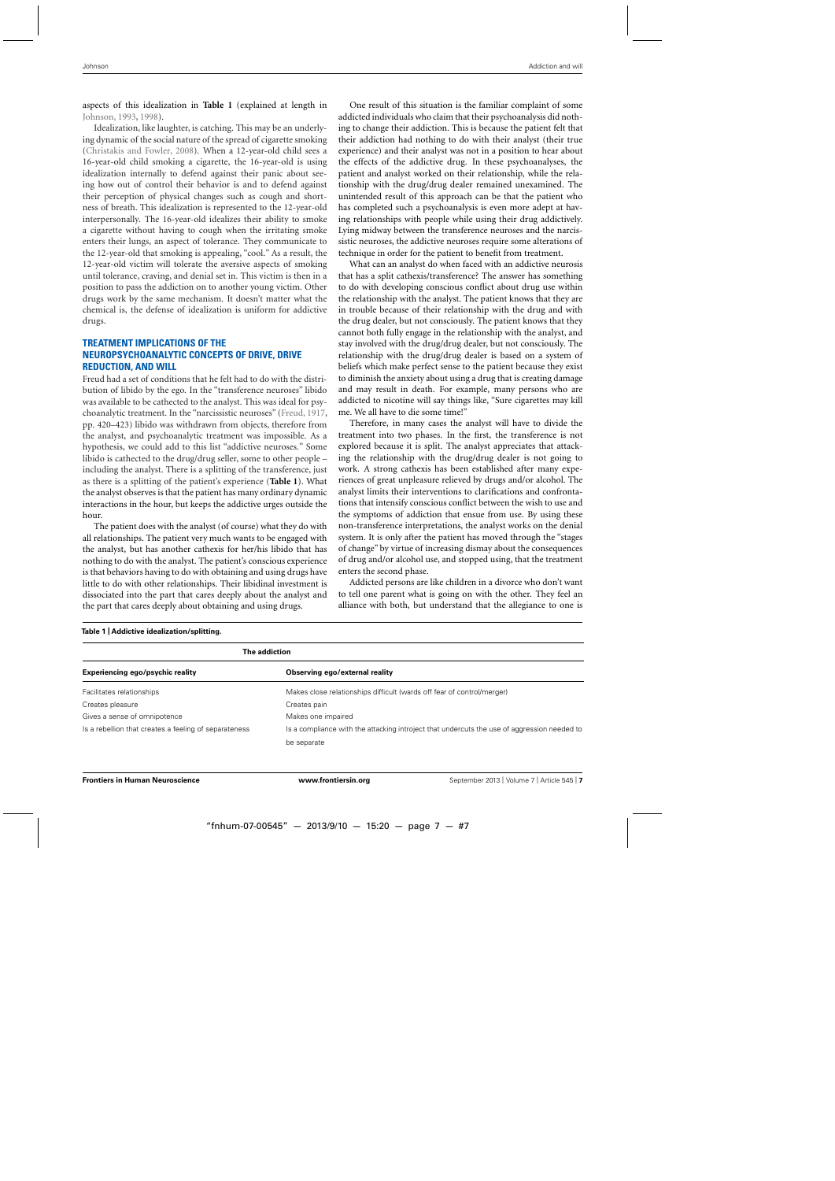aspects of this idealization in **Table 1** (explained at length in Johnson, 1993, 1998).

Idealization, like laughter, is catching. This may be an underlying dynamic of the social nature of the spread of cigarette smoking (Christakis and Fowler, 2008). When a 12-year-old child sees a 16-year-old child smoking a cigarette, the 16-year-old is using idealization internally to defend against their panic about seeing how out of control their behavior is and to defend against their perception of physical changes such as cough and shortness of breath. This idealization is represented to the 12-year-old interpersonally. The 16-year-old idealizes their ability to smoke a cigarette without having to cough when the irritating smoke enters their lungs, an aspect of tolerance. They communicate to the 12-year-old that smoking is appealing, "cool." As a result, the 12-year-old victim will tolerate the aversive aspects of smoking until tolerance, craving, and denial set in. This victim is then in a position to pass the addiction on to another young victim. Other drugs work by the same mechanism. It doesn't matter what the chemical is, the defense of idealization is uniform for addictive drugs.

## TREATMENT IMPLICATIONS OF THE NEUROPSYCHOANALYTIC CONCEPTS OF DRIVE, DRIVE REDUCTION, AND WILL

Freud had a set of conditions that he felt had to do with the distribution of libido by the ego. In the "transference neuroses" libido was available to be cathected to the analyst. This was ideal for psychoanalytic treatment. In the "narcissistic neuroses" (Freud, 1917, pp. 420–423) libido was withdrawn from objects, therefore from the analyst, and psychoanalytic treatment was impossible. As a hypothesis, we could add to this list "addictive neuroses." Some libido is cathected to the drug/drug seller, some to other people – including the analyst. There is a splitting of the transference, just as there is a splitting of the patient's experience (**Table 1**). What the analyst observes is that the patient has many ordinary dynamic interactions in the hour, but keeps the addictive urges outside the hour.

The patient does with the analyst (of course) what they do with all relationships. The patient very much wants to be engaged with the analyst, but has another cathexis for her/his libido that has nothing to do with the analyst. The patient's conscious experience is that behaviors having to do with obtaining and using drugs have little to do with other relationships. Their libidinal investment is dissociated into the part that cares deeply about the analyst and the part that cares deeply about obtaining and using drugs.

One result of this situation is the familiar complaint of some addicted individuals who claim that their psychoanalysis did nothing to change their addiction. This is because the patient felt that their addiction had nothing to do with their analyst (their true experience) and their analyst was not in a position to hear about the effects of the addictive drug. In these psychoanalyses, the patient and analyst worked on their relationship, while the relationship with the drug/drug dealer remained unexamined. The unintended result of this approach can be that the patient who has completed such a psychoanalysis is even more adept at having relationships with people while using their drug addictively. Lying midway between the transference neuroses and the narcissistic neuroses, the addictive neuroses require some alterations of technique in order for the patient to benefit from treatment.

What can an analyst do when faced with an addictive neurosis that has a split cathexis/transference? The answer has something to do with developing conscious conflict about drug use within the relationship with the analyst. The patient knows that they are in trouble because of their relationship with the drug and with the drug dealer, but not consciously. The patient knows that they cannot both fully engage in the relationship with the analyst, and stay involved with the drug/drug dealer, but not consciously. The relationship with the drug/drug dealer is based on a system of beliefs which make perfect sense to the patient because they exist to diminish the anxiety about using a drug that is creating damage and may result in death. For example, many persons who are addicted to nicotine will say things like, "Sure cigarettes may kill me. We all have to die some time!"

Therefore, in many cases the analyst will have to divide the treatment into two phases. In the first, the transference is not explored because it is split. The analyst appreciates that attacking the relationship with the drug/drug dealer is not going to work. A strong cathexis has been established after many experiences of great unpleasure relieved by drugs and/or alcohol. The analyst limits their interventions to clarifications and confrontations that intensify conscious conflict between the wish to use and the symptoms of addiction that ensue from use. By using these non-transference interpretations, the analyst works on the denial system. It is only after the patient has moved through the "stages of change" by virtue of increasing dismay about the consequences of drug and/or alcohol use, and stopped using, that the treatment enters the second phase.

Addicted persons are like children in a divorce who don't want to tell one parent what is going on with the other. They feel an alliance with both, but understand that the allegiance to one is

**Table 1 | Addictive idealization/splitting.**

| The addiction | |
|---|---|
| **Experiencing ego/psychic reality** | **Observing ego/external reality** |
| Facilitates relationships | Makes close relationships difficult (wards off fear of control/merger) |
| Creates pleasure | Creates pain |
| Gives a sense of omnipotence | Makes one impaired |
| Is a rebellion that creates a feeling of separateness | Is a compliance with the attacking introject that undercuts the use of aggression needed to be separate |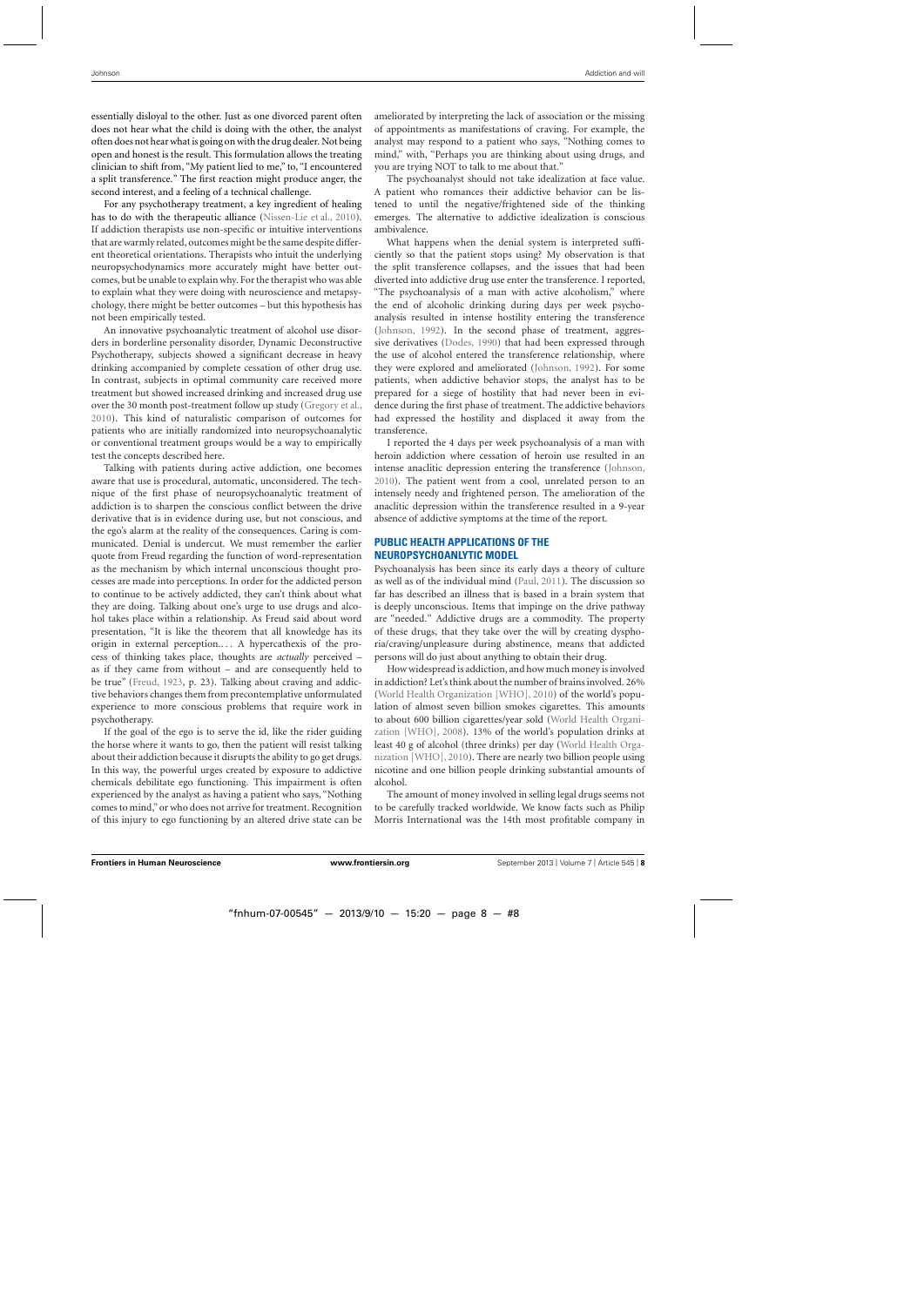essentially disloyal to the other. Just as one divorced parent often does not hear what the child is doing with the other, the analyst often does not hear what is going on with the drug dealer. Not being open and honest is the result. This formulation allows the treating clinician to shift from, "My patient lied to me," to, "I encountered a split transference." The first reaction might produce anger, the second interest, and a feeling of a technical challenge.

For any psychotherapy treatment, a key ingredient of healing has to do with the therapeutic alliance (Nissen-Lie et al., 2010). If addiction therapists use non-specific or intuitive interventions that are warmly related, outcomes might be the same despite different theoretical orientations. Therapists who intuit the underlying neuropsychodynamics more accurately might have better outcomes, but be unable to explain why. For the therapist who was able to explain what they were doing with neuroscience and metapsychology, there might be better outcomes – but this hypothesis has not been empirically tested.

An innovative psychoanalytic treatment of alcohol use disorders in borderline personality disorder, Dynamic Deconstructive Psychotherapy, subjects showed a significant decrease in heavy drinking accompanied by complete cessation of other drug use. In contrast, subjects in optimal community care received more treatment but showed increased drinking and increased drug use over the 30 month post-treatment follow up study (Gregory et al., 2010). This kind of naturalistic comparison of outcomes for patients who are initially randomized into neuropsychoanalytic or conventional treatment groups would be a way to empirically test the concepts described here.

Talking with patients during active addiction, one becomes aware that use is procedural, automatic, unconsidered. The technique of the first phase of neuropsychoanalytic treatment of addiction is to sharpen the conscious conflict between the drive derivative that is in evidence during use, but not conscious, and the ego's alarm at the reality of the consequences. Caring is communicated. Denial is undercut. We must remember the earlier quote from Freud regarding the function of word-representation as the mechanism by which internal unconscious thought processes are made into perceptions. In order for the addicted person to continue to be actively addicted, they can't think about what they are doing. Talking about one's urge to use drugs and alcohol takes place within a relationship. As Freud said about word presentation, "It is like the theorem that all knowledge has its origin in external perception.... A hypercathexis of the process of thinking takes place, thoughts are *actually* perceived – as if they came from without – and are consequently held to be true" (Freud, 1923, p. 23). Talking about craving and addictive behaviors changes them from precontemplative unformulated experience to more conscious problems that require work in psychotherapy.

If the goal of the ego is to serve the id, like the rider guiding the horse where it wants to go, then the patient will resist talking about their addiction because it disrupts the ability to go get drugs. In this way, the powerful urges created by exposure to addictive chemicals debilitate ego functioning. This impairment is often experienced by the analyst as having a patient who says, "Nothing comes to mind," or who does not arrive for treatment. Recognition of this injury to ego functioning by an altered drive state can be ameliorated by interpreting the lack of association or the missing of appointments as manifestations of craving. For example, the analyst may respond to a patient who says, "Nothing comes to mind," with, "Perhaps you are thinking about using drugs, and you are trying NOT to talk to me about that."

The psychoanalyst should not take idealization at face value. A patient who romances their addictive behavior can be listened to until the negative/frightened side of the thinking emerges. The alternative to addictive idealization is conscious ambivalence.

What happens when the denial system is interpreted sufficiently so that the patient stops using? My observation is that the split transference collapses, and the issues that had been diverted into addictive drug use enter the transference. I reported, "The psychoanalysis of a man with active alcoholism," where the end of alcoholic drinking during days per week psychoanalysis resulted in intense hostility entering the transference (Johnson, 1992). In the second phase of treatment, aggressive derivatives (Dodes, 1990) that had been expressed through the use of alcohol entered the transference relationship, where they were explored and ameliorated (Johnson, 1992). For some patients, when addictive behavior stops, the analyst has to be prepared for a siege of hostility that had never been in evidence during the first phase of treatment. The addictive behaviors had expressed the hostility and displaced it away from the transference.

I reported the 4 days per week psychoanalysis of a man with heroin addiction where cessation of heroin use resulted in an intense anaclitic depression entering the transference (Johnson, 2010). The patient went from a cool, unrelated person to an intensely needy and frightened person. The amelioration of the anaclitic depression within the transference resulted in a 9-year absence of addictive symptoms at the time of the report.

## PUBLIC HEALTH APPLICATIONS OF THE NEUROPSYCHOANLYTIC MODEL

Psychoanalysis has been since its early days a theory of culture as well as of the individual mind (Paul, 2011). The discussion so far has described an illness that is based in a brain system that is deeply unconscious. Items that impinge on the drive pathway are "needed." Addictive drugs are a commodity. The property of these drugs, that they take over the will by creating dysphoria/craving/unpleasure during abstinence, means that addicted persons will do just about anything to obtain their drug.

How widespread is addiction, and how much money is involved in addiction? Let's think about the number of brains involved. 26% (World Health Organization [WHO], 2010) of the world's population of almost seven billion smokes cigarettes. This amounts to about 600 billion cigarettes/year sold (World Health Organization [WHO], 2008). 13% of the world's population drinks at least 40 g of alcohol (three drinks) per day (World Health Organization [WHO], 2010). There are nearly two billion people using nicotine and one billion people drinking substantial amounts of alcohol.

The amount of money involved in selling legal drugs seems not to be carefully tracked worldwide. We know facts such as Philip Morris International was the 14th most profitable company in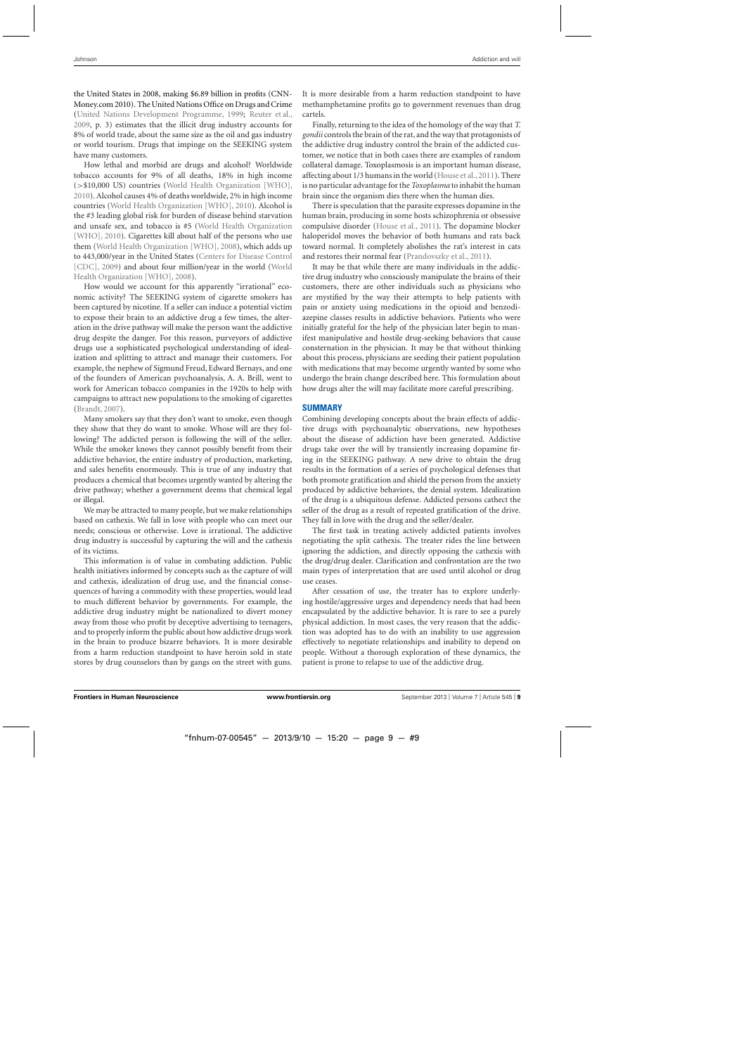the United States in 2008, making $6.89 billion in profits (CNN-Money.com 2010). The United Nations Office on Drugs and Crime (United Nations Development Programme, 1999; Reuter et al., 2009, p. 3) estimates that the illicit drug industry accounts for 8% of world trade, about the same size as the oil and gas industry or world tourism. Drugs that impinge on the SEEKING system have many customers.

How lethal and morbid are drugs and alcohol? Worldwide tobacco accounts for 9% of all deaths, 18% in high income (>$10,000 US) countries (World Health Organization [WHO], 2010). Alcohol causes 4% of deaths worldwide, 2% in high income countries (World Health Organization [WHO], 2010). Alcohol is the #3 leading global risk for burden of disease behind starvation and unsafe sex, and tobacco is #5 (World Health Organization [WHO], 2010). Cigarettes kill about half of the persons who use them (World Health Organization [WHO], 2008), which adds up to 443,000/year in the United States (Centers for Disease Control [CDC], 2009) and about four million/year in the world (World Health Organization [WHO], 2008).

How would we account for this apparently "irrational" economic activity? The SEEKING system of cigarette smokers has been captured by nicotine. If a seller can induce a potential victim to expose their brain to an addictive drug a few times, the alteration in the drive pathway will make the person want the addictive drug despite the danger. For this reason, purveyors of addictive drugs use a sophisticated psychological understanding of idealization and splitting to attract and manage their customers. For example, the nephew of Sigmund Freud, Edward Bernays, and one of the founders of American psychoanalysis, A. A. Brill, went to work for American tobacco companies in the 1920s to help with campaigns to attract new populations to the smoking of cigarettes (Brandt, 2007).

Many smokers say that they don't want to smoke, even though they show that they do want to smoke. Whose will are they following? The addicted person is following the will of the seller. While the smoker knows they cannot possibly benefit from their addictive behavior, the entire industry of production, marketing, and sales benefits enormously. This is true of any industry that produces a chemical that becomes urgently wanted by altering the drive pathway; whether a government deems that chemical legal or illegal.

We may be attracted to many people, but we make relationships based on cathexis. We fall in love with people who can meet our needs; conscious or otherwise. Love is irrational. The addictive drug industry is successful by capturing the will and the cathexis of its victims.

This information is of value in combating addiction. Public health initiatives informed by concepts such as the capture of will and cathexis, idealization of drug use, and the financial consequences of having a commodity with these properties, would lead to much different behavior by governments. For example, the addictive drug industry might be nationalized to divert money away from those who profit by deceptive advertising to teenagers, and to properly inform the public about how addictive drugs work in the brain to produce bizarre behaviors. It is more desirable from a harm reduction standpoint to have heroin sold in state stores by drug counselors than by gangs on the street with guns. It is more desirable from a harm reduction standpoint to have methamphetamine profits go to government revenues than drug cartels.

Finally, returning to the idea of the homology of the way that *T. gondii* controls the brain of the rat, and the way that protagonists of the addictive drug industry control the brain of the addicted customer, we notice that in both cases there are examples of random collateral damage. Toxoplasmosis is an important human disease, affecting about 1/3 humans in the world (House et al., 2011). There is no particular advantage for the *Toxoplasma* to inhabit the human brain since the organism dies there when the human dies.

There is speculation that the parasite expresses dopamine in the human brain, producing in some hosts schizophrenia or obsessive compulsive disorder (House et al., 2011). The dopamine blocker haloperidol moves the behavior of both humans and rats back toward normal. It completely abolishes the rat's interest in cats and restores their normal fear (Prandovszky et al., 2011).

It may be that while there are many individuals in the addictive drug industry who consciously manipulate the brains of their customers, there are other individuals such as physicians who are mystified by the way their attempts to help patients with pain or anxiety using medications in the opioid and benzodiazepine classes results in addictive behaviors. Patients who were initially grateful for the help of the physician later begin to manifest manipulative and hostile drug-seeking behaviors that cause consternation in the physician. It may be that without thinking about this process, physicians are seeding their patient population with medications that may become urgently wanted by some who undergo the brain change described here. This formulation about how drugs alter the will may facilitate more careful prescribing.

## SUMMARY

Combining developing concepts about the brain effects of addictive drugs with psychoanalytic observations, new hypotheses about the disease of addiction have been generated. Addictive drugs take over the will by transiently increasing dopamine firing in the SEEKING pathway. A new drive to obtain the drug results in the formation of a series of psychological defenses that both promote gratification and shield the person from the anxiety produced by addictive behaviors, the denial system. Idealization of the drug is a ubiquitous defense. Addicted persons cathect the seller of the drug as a result of repeated gratification of the drive. They fall in love with the drug and the seller/dealer.

The first task in treating actively addicted patients involves negotiating the split cathexis. The treater rides the line between ignoring the addiction, and directly opposing the cathexis with the drug/drug dealer. Clarification and confrontation are the two main types of interpretation that are used until alcohol or drug use ceases.

After cessation of use, the treater has to explore underlying hostile/aggressive urges and dependency needs that had been encapsulated by the addictive behavior. It is rare to see a purely physical addiction. In most cases, the very reason that the addiction was adopted has to do with an inability to use aggression effectively to negotiate relationships and inability to depend on people. Without a thorough exploration of these dynamics, the patient is prone to relapse to use of the addictive drug.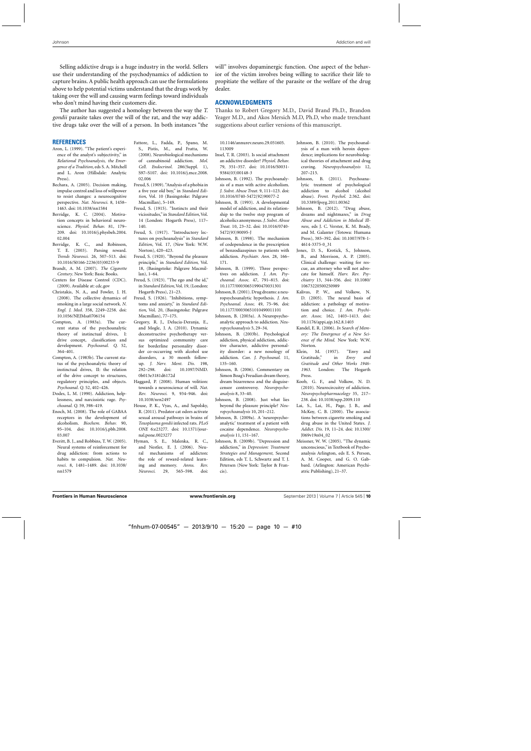Selling addictive drugs is a huge industry in the world. Sellers use their understanding of the psychodynamics of addiction to capture brains. A public health approach can use the formulations above to help potential victims understand that the drugs work by taking over the will and causing warm feelings toward individuals who don't mind having their customers die.

The author has suggested a homology between the way the *T. gondii* parasite takes over the will of the rat, and the way addictive drugs take over the will of a person. In both instances "the will" involves dopaminergic function. One aspect of the behavior of the victim involves being willing to sacrifice their life to propitiate the welfare of the parasite or the welfare of the drug dealer.

## ACKNOWLEDGMENTS

Thanks to Robert Gregory M.D., David Brand Ph.D., Brandon Yeager M.D., and Akos Mersich M.D, Ph.D, who made trenchant suggestions about earlier versions of this manuscript.

## REFERENCES

Aron, L. (1999). "The patient's experience of the analyst's subjectivity," in *Relational Psychoanalysis, the Emergence of a Tradition*, eds S. A. Mitchell and L. Aron (Hillsdale: Analytic Press).

Bechara, A. (2005). Decision making, impulse control and loss of willpower to resist changes: a neurocognitive perspective. *Nat. Neurosci.* 8, 1458–1463. doi: 10.1038/nn1584

Berridge, K. C. (2004). Motivation concepts in behavioral neuroscience. *Physiol. Behav.* 81, 179–209. doi: 10.1016/j.physbeh.2004.02.004

Berridge, K. C., and Robinson, T. E. (2003). Parsing reward. *Trends Neurosci.* 26, 507–513. doi: 10.1016/S0166-2236(03)00233-9

Brandt, A. M. (2007). *The Cigarette Century*. New York: Basic Books.

Centers for Disease Control (CDC). (2009). Available at: cdc.gov

Christakis, N. A., and Fowler, J. H. (2008). The collective dynamics of smoking in a large social network. *N. Engl. J. Med.* 358, 2249–2258. doi: 10.1056/NEJMsa0706154

Compton, A. (1983a). The current status of the psychoanalytic theory of instinctual drives, I: drive concept, classification and development. *Psychoanal. Q.* 52, 364–401.

Compton, A. (1983b). The current status of the psychoanalytic theory of instinctual drives, II: the relation of the drive concept to structures, regulatory principles, and objects. *Psychoanal. Q.* 52, 402–426.

Dodes, L. M. (1990). Addiction, helplessness, and narcissistic rage. *Psychoanal. Q.* 59, 398–419.

Enoch, M. (2008). The role of GABAA receptors in the development of alcoholism. *Biochem. Behav.* 90, 95–104. doi: 10.1016/j.pbb.2008.03.007

Everitt, B. J., and Robbins, T. W. (2005). Neural systems of reinforcement for drug addiction: from actions to habits to compulsion. *Nat. Neurosci.* 8, 1481–1489. doi: 10.1038/nn1579

Fattore, L., Fadda, P., Spano, M. S., Pistis, M., and Fratta, W. (2008). Neurobiological mechanisms of cannabinoid addiction. *Mol. Cell. Endocrinol.* 286(Suppl. 1), S97–S107. doi: 10.1016/j.mce.2008.02.006

Freud, S. (1909). "Analysis of a phobia in a five year old boy," in *Standard Edition*, Vol. 10 (Basingstoke: Palgrave Macmillan), 5–149.

Freud, S. (1915). "Instincts and their vicissitudes," in *Standard Edition*, Vol. 14 (London: Hogarth Press), 117–140.

Freud, S. (1917). "Introductory lectures on psychoanalysis" in *Standard Edition*, Vol. 17, (New York: W.W. Norton), 420–423.

Freud, S. (1920). "Beyond the pleasure principle," in *Standard Edition*, Vol. 18, (Basingstoke: Palgrave Macmillan), 1–64.

Freud, S. (1923). "The ego and the id," in *Standard Edition*, Vol. 19, (London: Hogarth Press), 21–23.

Freud, S. (1926). "Inhibitions, symptoms and anxiety," in *Standard Edition*, Vol. 20, (Basingstoke: Palgrave Macmillan), 77–175.

Gregory, R. J., Delucia-Deranja, E., and Mogle, J. A. (2010). Dynamic deconstructive psychotherapy versus optimized community care for borderline personality disorder co-occurring with alcohol use disorders, a 30 month follow-up. *J. Nerv. Ment. Dis.* 198, 292–298. doi: 10.1097/NMD.0b013e3181d6172d

Haggard, P. (2008). Human volition: towards a neuroscience of will. *Nat. Rev. Neurosci.* 9, 934–946. doi: 10.1038/nrn2497

House, P. K., Vyas, A., and Sapolsky, R. (2011). Predator cat odors activate sexual arousal pathways in brains of *Toxoplasma gondii* infected rats. *PLoS ONE* 6:e23277. doi: 10.1371/journal.pone.0023277

Hyman, S. E., Malenka, R. C., and Nestler, E. J. (2006). Neural mechanisms of addicton: the role of reward-related learning and memory. *Annu. Rev. Neurosci.* 29, 565–598. doi: 10.1146/annurev.neuro.29.051605.113009

Insel, T. R. (2003). Is social attachment an addictive disorder? *Physiol. Behav.* 79, 351–357. doi: 10.1016/S0031-9384(03)00148-3

Johnson, B. (1992). The psychoanalysis of a man with active alcoholism. *J. Subst. Abuse Treat.* 9, 111–123. doi: 10.1016/0740-5472(92)90077-2

Johnson, B. (1993). A developmental model of addiction, and its relationship to the twelve step program of alcoholics anonymous. *J. Subst. Abuse Treat.* 10, 23–32. doi: 10.1016/0740-5472(93)90095-J

Johnson, B. (1998). The mechanism of codependence in the prescription of benzodiazepines to patients with addiction. *Psychiatr. Ann.* 28, 166–171.

Johnson, B. (1999). Three perspectives on addiction. *J. Am. Psychoanal. Assoc.* 47, 791–815. doi: 10.1177/00030651990470031301

Johnson, B. (2001). Drug dreams: a neuropsychoanalytic hypothesis. *J. Am. Psychoanal. Assoc.* 49, 75–96. doi: 10.1177/00030651010490011101

Johnson, B. (2003a). A Neuropsychoanalytic approach to addiction. *Neuropsychoanalysis* 5, 29–34.

Johnson, B. (2003b). Psychological addiction, physical addiction, addictive character, addictive personality disorder: a new nosology of addiction. *Can. J. Psychoanal.* 11, 135–160.

Johnson, B. (2006). Commentary on Simon Boag's Freudian dream theory, dream bizarreness and the disguise-censor controversy. *Neuropsychoanalysis* 8, 33–40.

Johnson, B. (2008). Just what lies beyond the pleasure principle? *Neuropsychoanalysis* 10, 201–212.

Johnson, B. (2009a). A 'neuropsychoanalytic' treatment of a patient with cocaine dependence. *Neuropsychoanalysis* 11, 151–167.

Johnson, B. (2009b). "Depression and addiction," in *Depression: Treatment Strategies and Management*, Second Edition, eds T. L. Schwartz and T. J. Petersen (New York: Taylor & Francis).

Johnson, B. (2010). The psychoanalysis of a man with heroin dependence; implications for neurobiological theories of attachment and drug craving. *Neuropsychoanalysis* 12, 207–215.

Johnson, B. (2011). Psychoanalytic treatment of psychological addiction to alcohol (alcohol abuse). *Front. Psychol.* 2:362. doi: 10.3389/fpsyg.2011.00362

Johnson, B. (2012). "Drug abuse, dreams and nightmares," in *Drug Abuse and Addiction in Medical Illness*, eds J. C. Verster, K. M. Brady, and M. Galanter (Totowa: Humana Press), 385–392. doi: 10.1007/978-1-4614-3375-0_31

Jones, D. S., Krotick, S., Johnson, B., and Morrison, A. P. (2005). Clinical challenge: waiting for rescue, an attorney who will not advocate for himself. *Harv. Rev. Psychiatry* 13, 344–356. doi: 10.1080/10673220500250989

Kalivas, P. W., and Volkow, N. D. (2005). The neural basis of addiction: a pathology of motivation and choice. *J. Am. Psychiatr. Assoc.* 162, 1403–1413. doi: 10.1176/appi.ajp.162.8.1403

Kandel, E. R. (2006). *In Search of Memory: The Emergence of a New Science of the Mind*. New York: W.W. Norton.

Klein, M. (1957). "Envy and Gratitude," in *Envy and Gratitude and Other Works 1946-1963*. London: The Hogarth Press.

Koob, G. F., and Volkow, N. D. (2010). Neurocircuitry of addiction. *Neuropsychopharmacology* 35, 217–238. doi: 10.1038/npp.2009.110

Lai, S., Lai, H., Page, J. B., and McKoy, C. B. (2000). The associations between cigarette smoking and drug abuse in the United States. *J. Addict. Dis.* 19, 11–24. doi: 10.1300/J069v19n04_02

Meissner, W. W. (2005). "The dynamic unconscious," in Textbook of Psychoanalysis Arlington, eds E. S. Person, A. M. Cooper, and G. O. Gabbard. (Arlington: American Psychiatric Publishing), 21–37.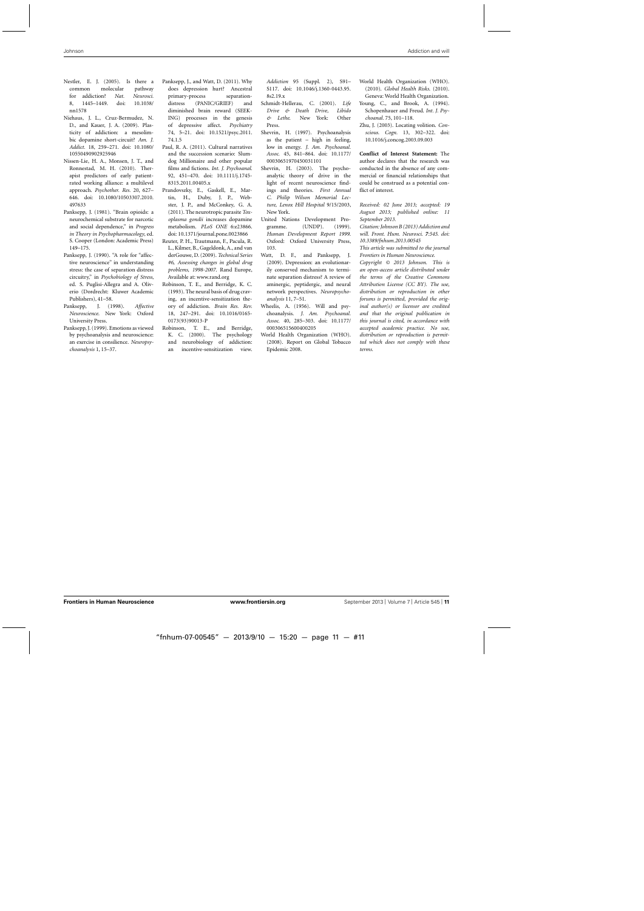Nestler, E. J. (2005). Is there a common molecular pathway for addiction? *Nat. Neurosci.* 8, 1445–1449. doi: 10.1038/nn1578

Niehaus, J. L., Cruz-Bermudez, N. D., and Kauer, J. A. (2009). Plasticity of addiction: a mesolimbic dopamine short-circuit? *Am. J. Addict.* 18, 259–271. doi: 10.1080/10550490902925946

Nissen-Lie, H. A., Monsen, J. T., and Ronnestad, M. H. (2010). Therapist predictors of early patient-rated working alliance: a multilevel approach. *Psychother. Res.* 20, 627–646. doi: 10.1080/10503307.2010.497633

Panksepp, J. (1981). "Brain opioids: a neurochemical substrate for narcotic and social dependence," in *Progress in Theory in Psychopharmacology*, ed. S. Cooper (London: Academic Press) 149–175.

Panksepp, J. (1990). "A role for "affective neuroscience" in understanding stress: the case of separation distress circuitry," in *Psychobiology of Stress*, ed. S. Puglisi-Allegra and A. Oliverio (Dordrecht: Kluwer Academic Publishers), 41–58.

Panksepp, J. (1998). *Affective Neuroscience*. New York: Oxford University Press.

Panksepp, J. (1999). Emotions as viewed by psychoanalysis and neuroscience: an exercise in consilience. *Neuropsychoanalysis* 1, 15–37.

Panksepp, J., and Watt, D. (2011). Why does depression hurt? Ancestral primary-process separation-distress (PANIC/GRIEF) and diminished brain reward (SEEKING) processes in the genesis of depressive affect. *Psychiatry* 74, 5–21. doi: 10.1521/psyc.2011.74.1.5

Paul, R. A. (2011). Cultural narratives and the succession scenario: Slumdog Millionaire and other popular films and fictions. *Int. J. Psychoanal.* 92, 451–470. doi: 10.1111/j.1745-8315.2011.00405.x

Prandovszky, E., Gaskell, E., Martin, H., Duby, J. P., Webster, J. P., and McConkey, G. A. (2011). The neurotropic parasite *Toxoplasma gondii* increases dopamine metabolism. *PLoS ONE* 6:e23866. doi: 10.1371/journal.pone.0023866

Reuter, P. H., Trautmann, F., Pacula, R. L., Kilmer, B., Gageldonk, A., and van derGouwe, D. (2009). *Technical Series #6, Assessing changes in global drug problems, 1998-2007*. Rand Europe, Available at: www.rand.org

Robinson, T. E., and Berridge, K. C. (1993). The neural basis of drug craving, an incentive-sensitization theory of addiction. *Brain Res. Rev.* 18, 247–291. doi: 10.1016/0165-0173(93)90013-P

Robinson, T. E., and Berridge, K. C. (2000). The psychology and neurobiology of addiction: an incentive-sensitization view. *Addiction* 95 (Suppl. 2), S91–S117. doi: 10.1046/j.1360-0443.95.8s2.19.x

Schmidt-Hellerau, C. (2001). *Life Drive & Death Drive, Libido & Lethe*. New York: Other Press.

Shevrin, H. (1997). Psychoanalysis as the patient – high in feeling, low in energy. *J. Am. Psychoanal. Assoc.* 45, 841–864. doi: 10.1177/00030651970450031101

Shevrin, H. (2003). The psychoanalytic theory of drive in the light of recent neuroscience findings and theories. *First Annual C. Philip Wilson Memorial Lecture, Lenox Hill Hospital* 9/15/2003, New York.

United Nations Development Programme. (UNDP). (1999). *Human Development Report 1999*. Oxford: Oxford University Press, 103.

Watt, D. F., and Panksepp, J. (2009). Depression: an evolutionarily conserved mechanism to terminate separation distress? A review of aminergic, peptidergic, and neural network perspectives. *Neuropsychoanalysis* 11, 7–51.

Wheelis, A. (1956). Will and psychoanalysis. *J. Am. Psychoanal. Assoc.* 40, 285–303. doi: 10.1177/000306515600400205

World Health Organization (WHO). (2008). Report on Global Tobacco Epidemic 2008.

World Health Organization (WHO). (2010). *Global Health Risks*. (2010). Geneva: World Health Organization.

Young, C., and Brook, A. (1994). Schopenhauer and Freud. *Int. J. Psychoanal.* 75, 101–118.

Zhu, J. (2003). Locating volition. *Conscious. Cogn.* 13, 302–322. doi: 10.1016/j.concog.2003.09.003

**Conflict of Interest Statement:** The author declares that the research was conducted in the absence of any commercial or financial relationships that could be construed as a potential conflict of interest.

*Received: 02 June 2013; accepted: 19 August 2013; published online: 11 September 2013.*

*Citation: Johnson B (2013) Addiction and will. Front. Hum. Neurosci. 7:545. doi: 10.3389/fnhum.2013.00545*

*This article was submitted to the journal Frontiers in Human Neuroscience.*

*Copyright © 2013 Johnson. This is an open-access article distributed under the terms of the Creative Commons Attribution License (CC BY). The use, distribution or reproduction in other forums is permitted, provided the original author(s) or licensor are credited and that the original publication in this journal is cited, in accordance with accepted academic practice. No use, distribution or reproduction is permitted which does not comply with these terms.*